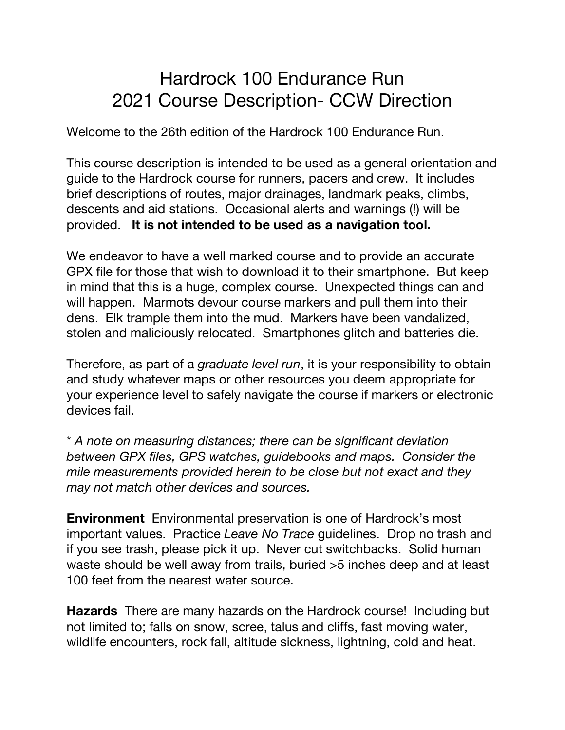# Hardrock 100 Endurance Run
# 2021 Course Description- CCW Direction

Welcome to the 26th edition of the Hardrock 100 Endurance Run.

This course description is intended to be used as a general orientation and guide to the Hardrock course for runners, pacers and crew. It includes brief descriptions of routes, major drainages, landmark peaks, climbs, descents and aid stations. Occasional alerts and warnings (!) will be provided. **It is not intended to be used as a navigation tool.**

We endeavor to have a well marked course and to provide an accurate GPX file for those that wish to download it to their smartphone. But keep in mind that this is a huge, complex course. Unexpected things can and will happen. Marmots devour course markers and pull them into their dens. Elk trample them into the mud. Markers have been vandalized, stolen and maliciously relocated. Smartphones glitch and batteries die.

Therefore, as part of a *graduate level run*, it is your responsibility to obtain and study whatever maps or other resources you deem appropriate for your experience level to safely navigate the course if markers or electronic devices fail.

*\* A note on measuring distances; there can be significant deviation between GPX files, GPS watches, guidebooks and maps. Consider the mile measurements provided herein to be close but not exact and they may not match other devices and sources.*

**Environment** Environmental preservation is one of Hardrock's most important values. Practice *Leave No Trace* guidelines. Drop no trash and if you see trash, please pick it up. Never cut switchbacks. Solid human waste should be well away from trails, buried >5 inches deep and at least 100 feet from the nearest water source.

**Hazards** There are many hazards on the Hardrock course! Including but not limited to; falls on snow, scree, talus and cliffs, fast moving water, wildlife encounters, rock fall, altitude sickness, lightning, cold and heat.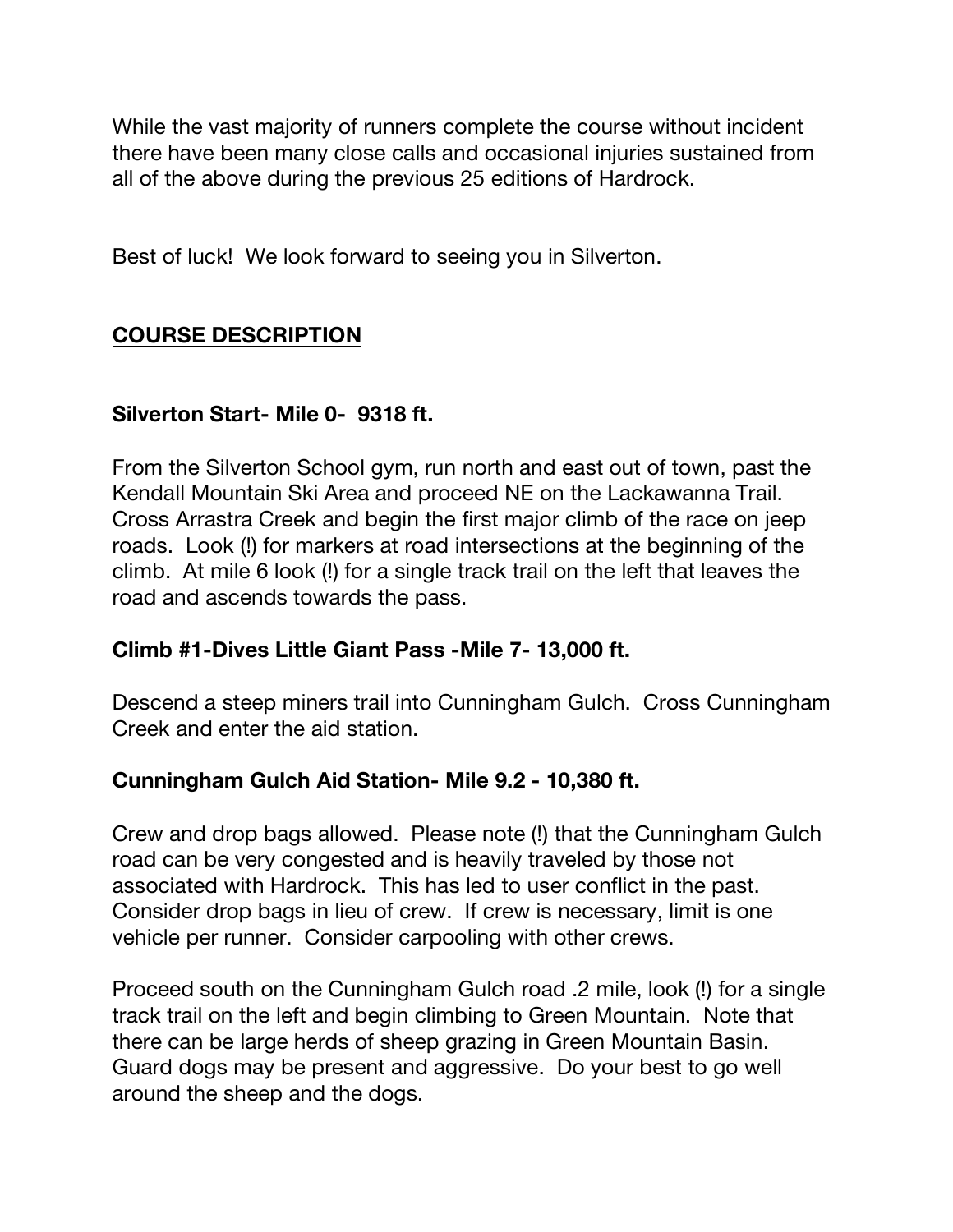While the vast majority of runners complete the course without incident there have been many close calls and occasional injuries sustained from all of the above during the previous 25 editions of Hardrock.

Best of luck! We look forward to seeing you in Silverton.

## COURSE DESCRIPTION

### Silverton Start- Mile 0- 9318 ft.

From the Silverton School gym, run north and east out of town, past the Kendall Mountain Ski Area and proceed NE on the Lackawanna Trail. Cross Arrastra Creek and begin the first major climb of the race on jeep roads. Look (!) for markers at road intersections at the beginning of the climb. At mile 6 look (!) for a single track trail on the left that leaves the road and ascends towards the pass.

### Climb #1-Dives Little Giant Pass -Mile 7- 13,000 ft.

Descend a steep miners trail into Cunningham Gulch. Cross Cunningham Creek and enter the aid station.

### Cunningham Gulch Aid Station- Mile 9.2 - 10,380 ft.

Crew and drop bags allowed. Please note (!) that the Cunningham Gulch road can be very congested and is heavily traveled by those not associated with Hardrock. This has led to user conflict in the past. Consider drop bags in lieu of crew. If crew is necessary, limit is one vehicle per runner. Consider carpooling with other crews.

Proceed south on the Cunningham Gulch road .2 mile, look (!) for a single track trail on the left and begin climbing to Green Mountain. Note that there can be large herds of sheep grazing in Green Mountain Basin. Guard dogs may be present and aggressive. Do your best to go well around the sheep and the dogs.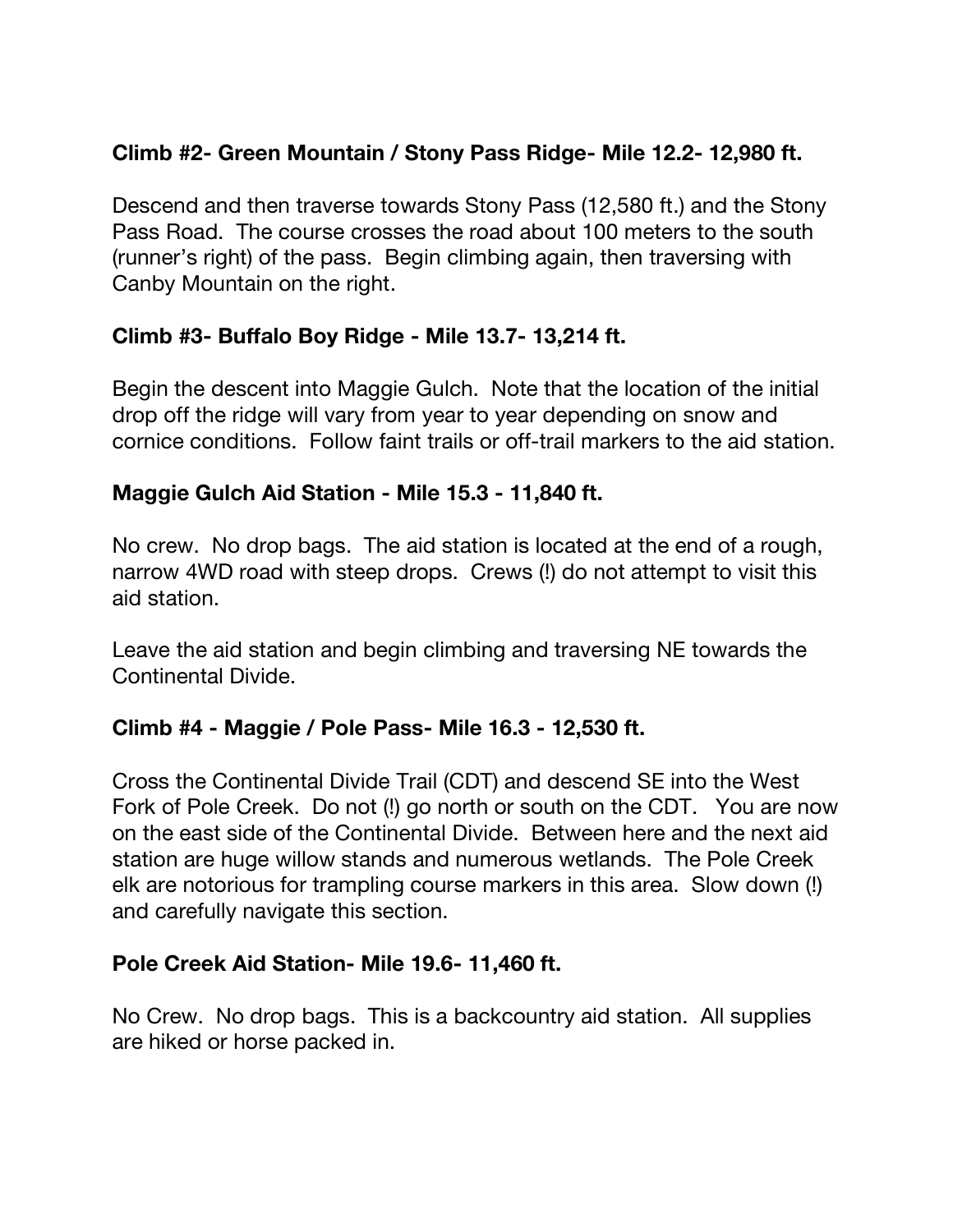**Climb #2- Green Mountain / Stony Pass Ridge- Mile 12.2- 12,980 ft.**

Descend and then traverse towards Stony Pass (12,580 ft.) and the Stony Pass Road. The course crosses the road about 100 meters to the south (runner's right) of the pass. Begin climbing again, then traversing with Canby Mountain on the right.

**Climb #3- Buffalo Boy Ridge - Mile 13.7- 13,214 ft.**

Begin the descent into Maggie Gulch. Note that the location of the initial drop off the ridge will vary from year to year depending on snow and cornice conditions. Follow faint trails or off-trail markers to the aid station.

**Maggie Gulch Aid Station - Mile 15.3 - 11,840 ft.**

No crew. No drop bags. The aid station is located at the end of a rough, narrow 4WD road with steep drops. Crews (!) do not attempt to visit this aid station.

Leave the aid station and begin climbing and traversing NE towards the Continental Divide.

**Climb #4 - Maggie / Pole Pass- Mile 16.3 - 12,530 ft.**

Cross the Continental Divide Trail (CDT) and descend SE into the West Fork of Pole Creek. Do not (!) go north or south on the CDT. You are now on the east side of the Continental Divide. Between here and the next aid station are huge willow stands and numerous wetlands. The Pole Creek elk are notorious for trampling course markers in this area. Slow down (!) and carefully navigate this section.

**Pole Creek Aid Station- Mile 19.6- 11,460 ft.**

No Crew. No drop bags. This is a backcountry aid station. All supplies are hiked or horse packed in.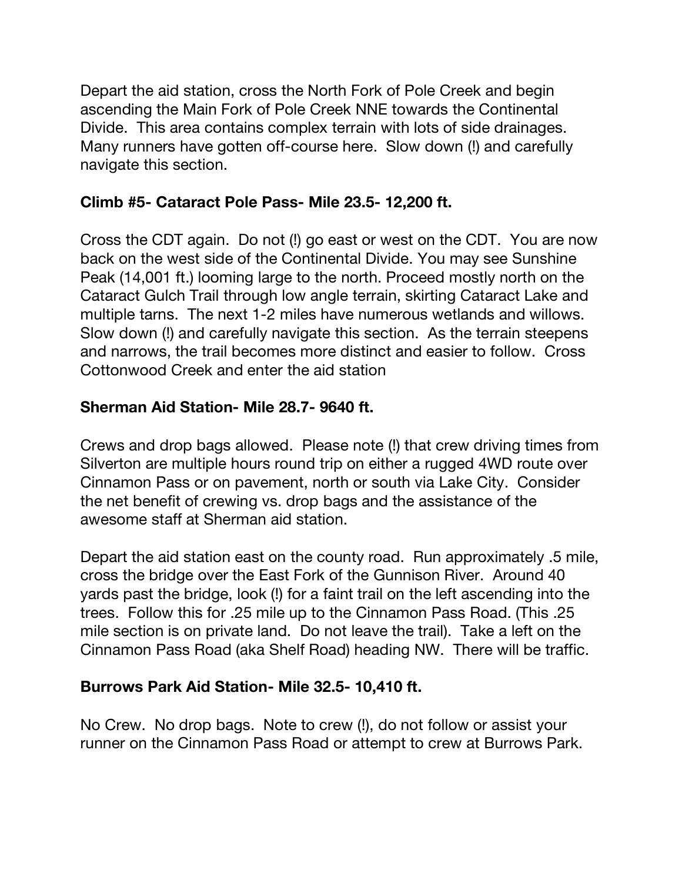Depart the aid station, cross the North Fork of Pole Creek and begin ascending the Main Fork of Pole Creek NNE towards the Continental Divide. This area contains complex terrain with lots of side drainages. Many runners have gotten off-course here. Slow down (!) and carefully navigate this section.

**Climb #5- Cataract Pole Pass- Mile 23.5- 12,200 ft.**

Cross the CDT again. Do not (!) go east or west on the CDT. You are now back on the west side of the Continental Divide. You may see Sunshine Peak (14,001 ft.) looming large to the north. Proceed mostly north on the Cataract Gulch Trail through low angle terrain, skirting Cataract Lake and multiple tarns. The next 1-2 miles have numerous wetlands and willows. Slow down (!) and carefully navigate this section. As the terrain steepens and narrows, the trail becomes more distinct and easier to follow. Cross Cottonwood Creek and enter the aid station

**Sherman Aid Station- Mile 28.7- 9640 ft.**

Crews and drop bags allowed. Please note (!) that crew driving times from Silverton are multiple hours round trip on either a rugged 4WD route over Cinnamon Pass or on pavement, north or south via Lake City. Consider the net benefit of crewing vs. drop bags and the assistance of the awesome staff at Sherman aid station.

Depart the aid station east on the county road. Run approximately .5 mile, cross the bridge over the East Fork of the Gunnison River. Around 40 yards past the bridge, look (!) for a faint trail on the left ascending into the trees. Follow this for .25 mile up to the Cinnamon Pass Road. (This .25 mile section is on private land. Do not leave the trail). Take a left on the Cinnamon Pass Road (aka Shelf Road) heading NW. There will be traffic.

**Burrows Park Aid Station- Mile 32.5- 10,410 ft.**

No Crew. No drop bags. Note to crew (!), do not follow or assist your runner on the Cinnamon Pass Road or attempt to crew at Burrows Park.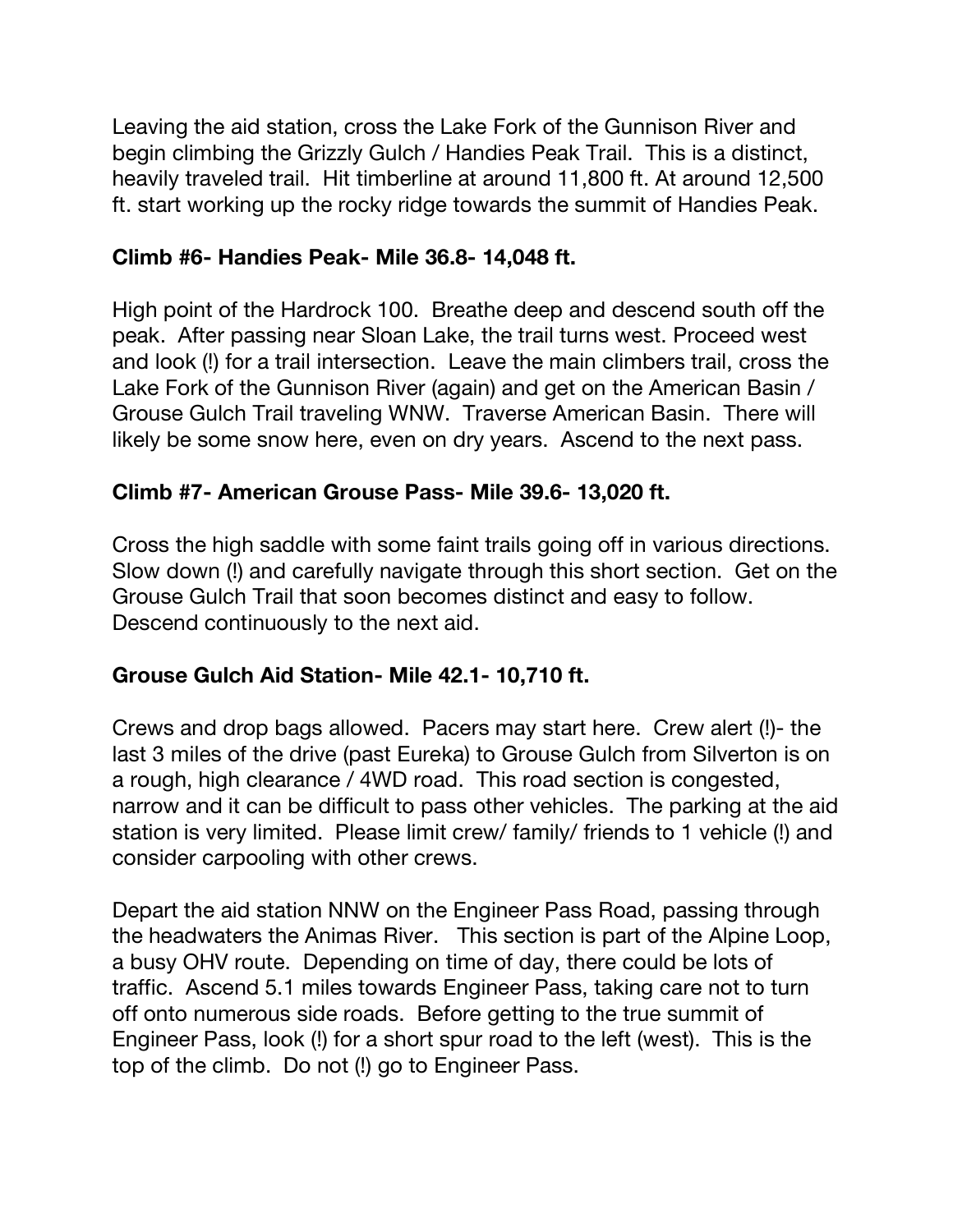Leaving the aid station, cross the Lake Fork of the Gunnison River and begin climbing the Grizzly Gulch / Handies Peak Trail. This is a distinct, heavily traveled trail. Hit timberline at around 11,800 ft. At around 12,500 ft. start working up the rocky ridge towards the summit of Handies Peak.

**Climb #6- Handies Peak- Mile 36.8- 14,048 ft.**

High point of the Hardrock 100. Breathe deep and descend south off the peak. After passing near Sloan Lake, the trail turns west. Proceed west and look (!) for a trail intersection. Leave the main climbers trail, cross the Lake Fork of the Gunnison River (again) and get on the American Basin / Grouse Gulch Trail traveling WNW. Traverse American Basin. There will likely be some snow here, even on dry years. Ascend to the next pass.

**Climb #7- American Grouse Pass- Mile 39.6- 13,020 ft.**

Cross the high saddle with some faint trails going off in various directions. Slow down (!) and carefully navigate through this short section. Get on the Grouse Gulch Trail that soon becomes distinct and easy to follow. Descend continuously to the next aid.

**Grouse Gulch Aid Station- Mile 42.1- 10,710 ft.**

Crews and drop bags allowed. Pacers may start here. Crew alert (!)- the last 3 miles of the drive (past Eureka) to Grouse Gulch from Silverton is on a rough, high clearance / 4WD road. This road section is congested, narrow and it can be difficult to pass other vehicles. The parking at the aid station is very limited. Please limit crew/ family/ friends to 1 vehicle (!) and consider carpooling with other crews.

Depart the aid station NNW on the Engineer Pass Road, passing through the headwaters the Animas River. This section is part of the Alpine Loop, a busy OHV route. Depending on time of day, there could be lots of traffic. Ascend 5.1 miles towards Engineer Pass, taking care not to turn off onto numerous side roads. Before getting to the true summit of Engineer Pass, look (!) for a short spur road to the left (west). This is the top of the climb. Do not (!) go to Engineer Pass.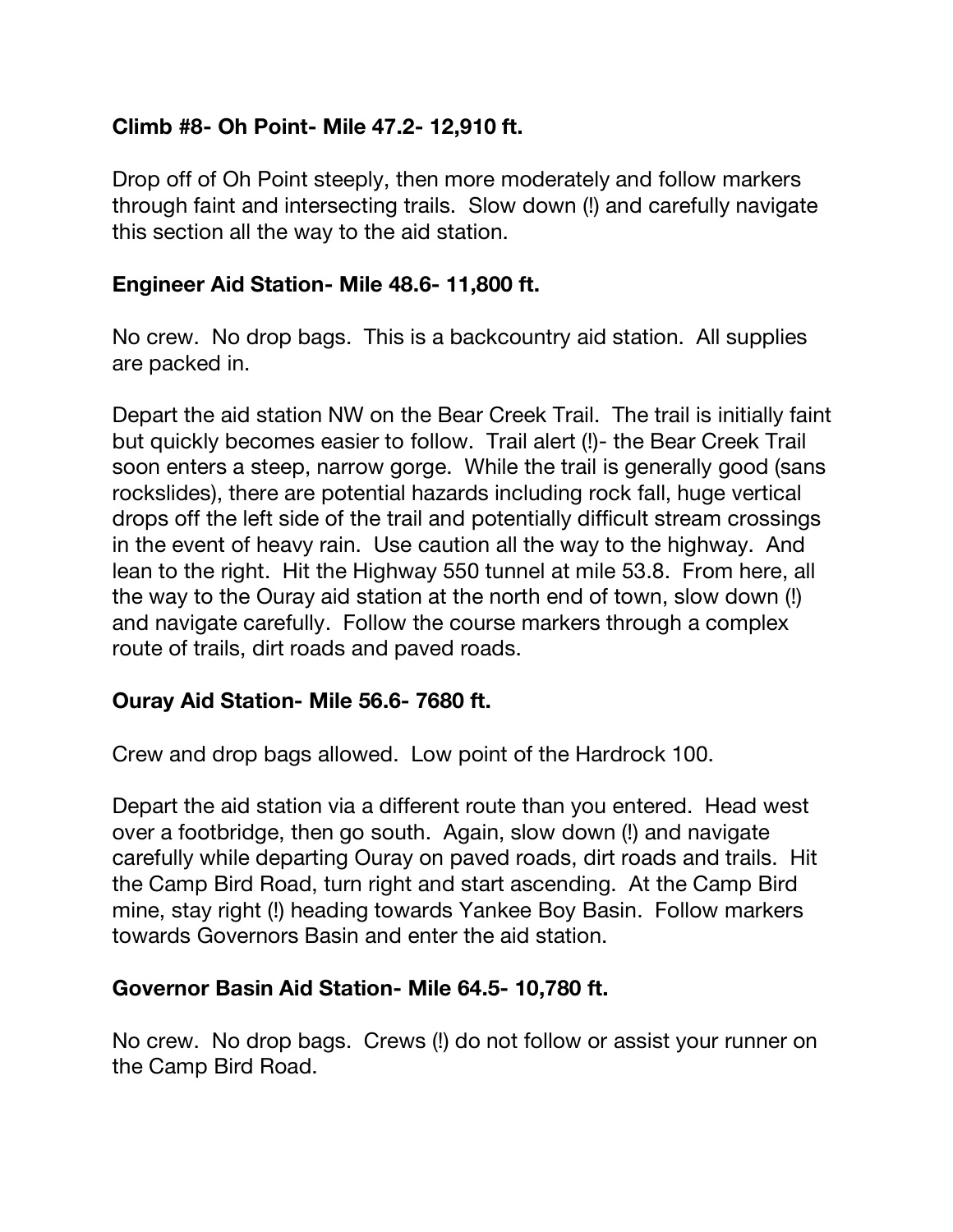**Climb #8- Oh Point- Mile 47.2- 12,910 ft.**

Drop off of Oh Point steeply, then more moderately and follow markers through faint and intersecting trails. Slow down (!) and carefully navigate this section all the way to the aid station.

**Engineer Aid Station- Mile 48.6- 11,800 ft.**

No crew. No drop bags. This is a backcountry aid station. All supplies are packed in.

Depart the aid station NW on the Bear Creek Trail. The trail is initially faint but quickly becomes easier to follow. Trail alert (!)- the Bear Creek Trail soon enters a steep, narrow gorge. While the trail is generally good (sans rockslides), there are potential hazards including rock fall, huge vertical drops off the left side of the trail and potentially difficult stream crossings in the event of heavy rain. Use caution all the way to the highway. And lean to the right. Hit the Highway 550 tunnel at mile 53.8. From here, all the way to the Ouray aid station at the north end of town, slow down (!) and navigate carefully. Follow the course markers through a complex route of trails, dirt roads and paved roads.

**Ouray Aid Station- Mile 56.6- 7680 ft.**

Crew and drop bags allowed. Low point of the Hardrock 100.

Depart the aid station via a different route than you entered. Head west over a footbridge, then go south. Again, slow down (!) and navigate carefully while departing Ouray on paved roads, dirt roads and trails. Hit the Camp Bird Road, turn right and start ascending. At the Camp Bird mine, stay right (!) heading towards Yankee Boy Basin. Follow markers towards Governors Basin and enter the aid station.

**Governor Basin Aid Station- Mile 64.5- 10,780 ft.**

No crew. No drop bags. Crews (!) do not follow or assist your runner on the Camp Bird Road.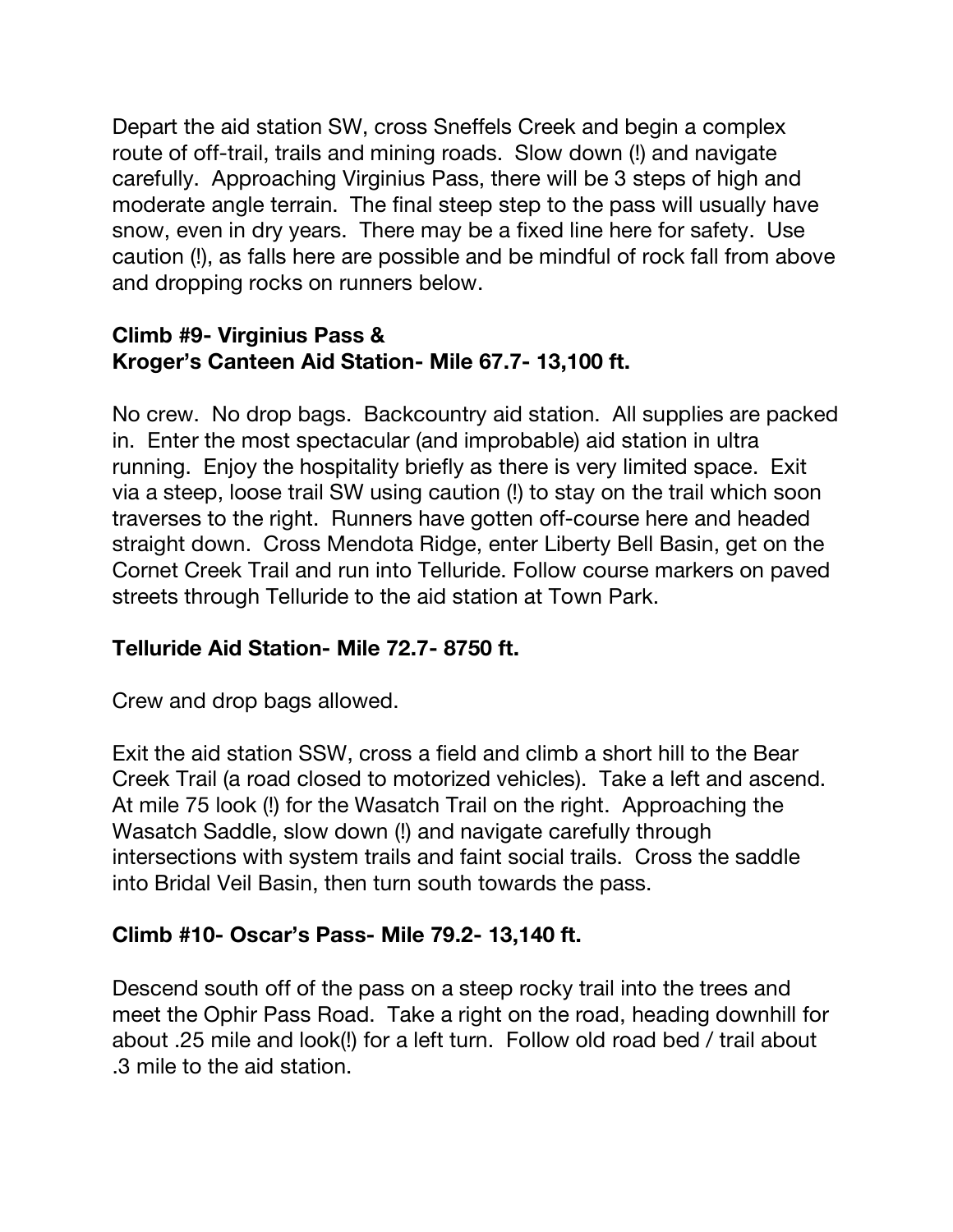Depart the aid station SW, cross Sneffels Creek and begin a complex route of off-trail, trails and mining roads. Slow down (!) and navigate carefully. Approaching Virginius Pass, there will be 3 steps of high and moderate angle terrain. The final steep step to the pass will usually have snow, even in dry years. There may be a fixed line here for safety. Use caution (!), as falls here are possible and be mindful of rock fall from above and dropping rocks on runners below.

**Climb #9- Virginius Pass &**
**Kroger's Canteen Aid Station- Mile 67.7- 13,100 ft.**

No crew. No drop bags. Backcountry aid station. All supplies are packed in. Enter the most spectacular (and improbable) aid station in ultra running. Enjoy the hospitality briefly as there is very limited space. Exit via a steep, loose trail SW using caution (!) to stay on the trail which soon traverses to the right. Runners have gotten off-course here and headed straight down. Cross Mendota Ridge, enter Liberty Bell Basin, get on the Cornet Creek Trail and run into Telluride. Follow course markers on paved streets through Telluride to the aid station at Town Park.

**Telluride Aid Station- Mile 72.7- 8750 ft.**

Crew and drop bags allowed.

Exit the aid station SSW, cross a field and climb a short hill to the Bear Creek Trail (a road closed to motorized vehicles). Take a left and ascend. At mile 75 look (!) for the Wasatch Trail on the right. Approaching the Wasatch Saddle, slow down (!) and navigate carefully through intersections with system trails and faint social trails. Cross the saddle into Bridal Veil Basin, then turn south towards the pass.

**Climb #10- Oscar's Pass- Mile 79.2- 13,140 ft.**

Descend south off of the pass on a steep rocky trail into the trees and meet the Ophir Pass Road. Take a right on the road, heading downhill for about .25 mile and look(!) for a left turn. Follow old road bed / trail about .3 mile to the aid station.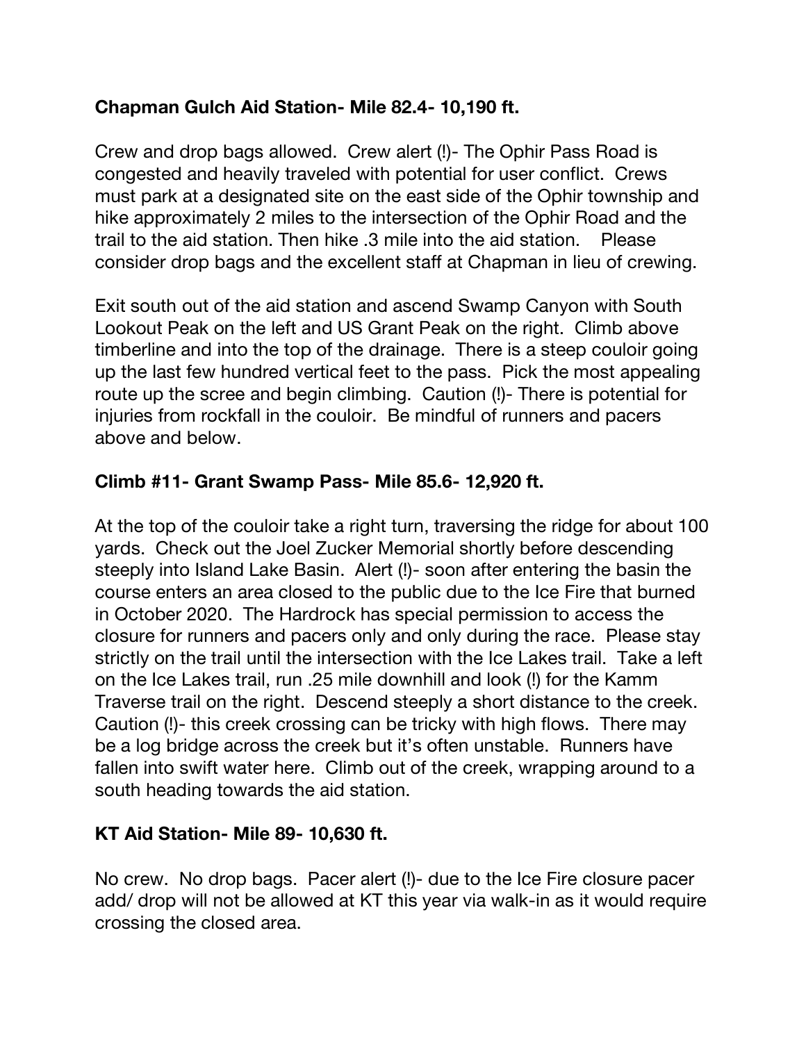**Chapman Gulch Aid Station- Mile 82.4- 10,190 ft.**

Crew and drop bags allowed. Crew alert (!)- The Ophir Pass Road is congested and heavily traveled with potential for user conflict. Crews must park at a designated site on the east side of the Ophir township and hike approximately 2 miles to the intersection of the Ophir Road and the trail to the aid station. Then hike .3 mile into the aid station. Please consider drop bags and the excellent staff at Chapman in lieu of crewing.

Exit south out of the aid station and ascend Swamp Canyon with South Lookout Peak on the left and US Grant Peak on the right. Climb above timberline and into the top of the drainage. There is a steep couloir going up the last few hundred vertical feet to the pass. Pick the most appealing route up the scree and begin climbing. Caution (!)- There is potential for injuries from rockfall in the couloir. Be mindful of runners and pacers above and below.

**Climb #11- Grant Swamp Pass- Mile 85.6- 12,920 ft.**

At the top of the couloir take a right turn, traversing the ridge for about 100 yards. Check out the Joel Zucker Memorial shortly before descending steeply into Island Lake Basin. Alert (!)- soon after entering the basin the course enters an area closed to the public due to the Ice Fire that burned in October 2020. The Hardrock has special permission to access the closure for runners and pacers only and only during the race. Please stay strictly on the trail until the intersection with the Ice Lakes trail. Take a left on the Ice Lakes trail, run .25 mile downhill and look (!) for the Kamm Traverse trail on the right. Descend steeply a short distance to the creek. Caution (!)- this creek crossing can be tricky with high flows. There may be a log bridge across the creek but it's often unstable. Runners have fallen into swift water here. Climb out of the creek, wrapping around to a south heading towards the aid station.

**KT Aid Station- Mile 89- 10,630 ft.**

No crew. No drop bags. Pacer alert (!)- due to the Ice Fire closure pacer add/ drop will not be allowed at KT this year via walk-in as it would require crossing the closed area.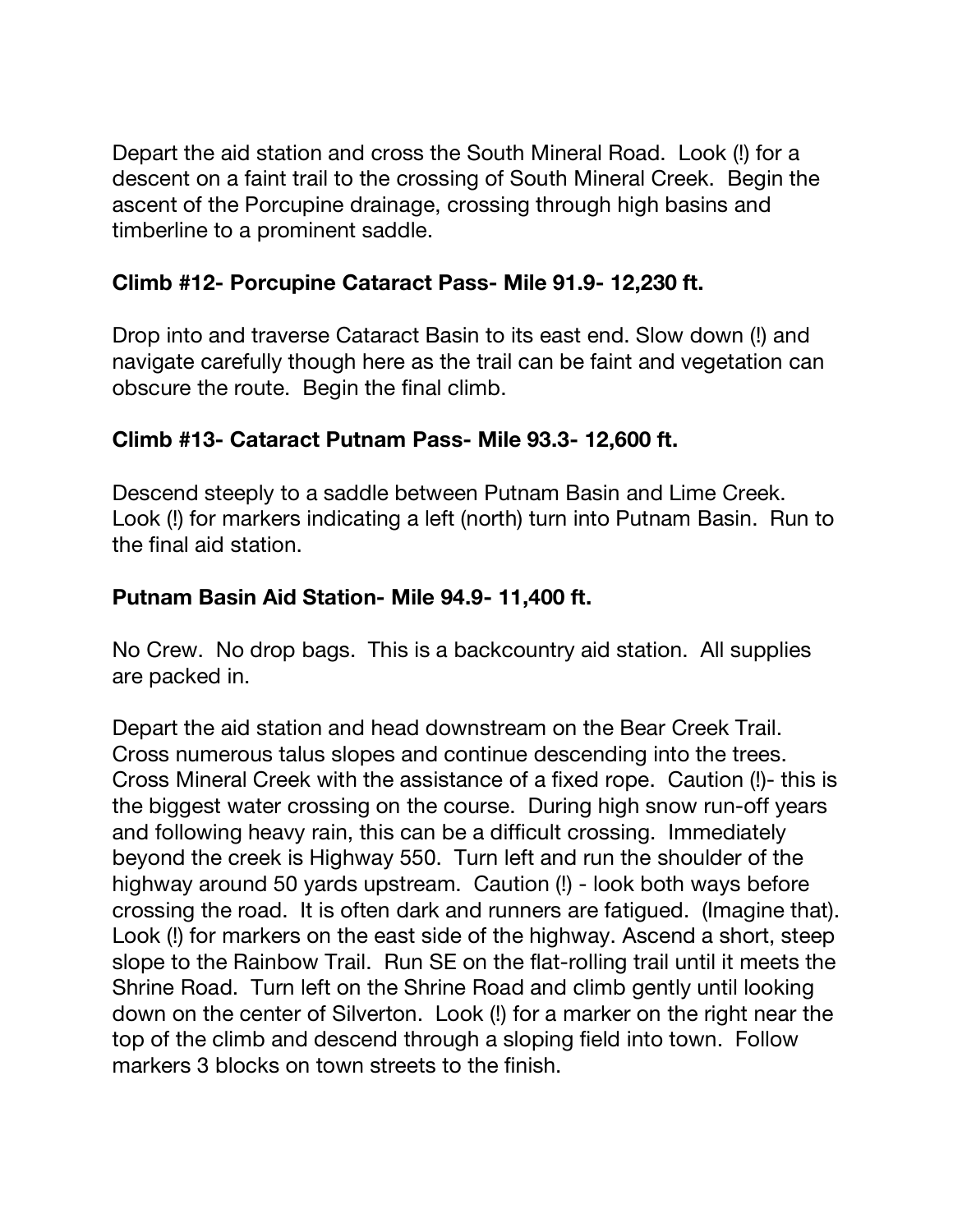Depart the aid station and cross the South Mineral Road. Look (!) for a descent on a faint trail to the crossing of South Mineral Creek. Begin the ascent of the Porcupine drainage, crossing through high basins and timberline to a prominent saddle.

**Climb #12- Porcupine Cataract Pass- Mile 91.9- 12,230 ft.**

Drop into and traverse Cataract Basin to its east end. Slow down (!) and navigate carefully though here as the trail can be faint and vegetation can obscure the route. Begin the final climb.

**Climb #13- Cataract Putnam Pass- Mile 93.3- 12,600 ft.**

Descend steeply to a saddle between Putnam Basin and Lime Creek. Look (!) for markers indicating a left (north) turn into Putnam Basin. Run to the final aid station.

**Putnam Basin Aid Station- Mile 94.9- 11,400 ft.**

No Crew. No drop bags. This is a backcountry aid station. All supplies are packed in.

Depart the aid station and head downstream on the Bear Creek Trail. Cross numerous talus slopes and continue descending into the trees. Cross Mineral Creek with the assistance of a fixed rope. Caution (!)- this is the biggest water crossing on the course. During high snow run-off years and following heavy rain, this can be a difficult crossing. Immediately beyond the creek is Highway 550. Turn left and run the shoulder of the highway around 50 yards upstream. Caution (!) - look both ways before crossing the road. It is often dark and runners are fatigued. (Imagine that). Look (!) for markers on the east side of the highway. Ascend a short, steep slope to the Rainbow Trail. Run SE on the flat-rolling trail until it meets the Shrine Road. Turn left on the Shrine Road and climb gently until looking down on the center of Silverton. Look (!) for a marker on the right near the top of the climb and descend through a sloping field into town. Follow markers 3 blocks on town streets to the finish.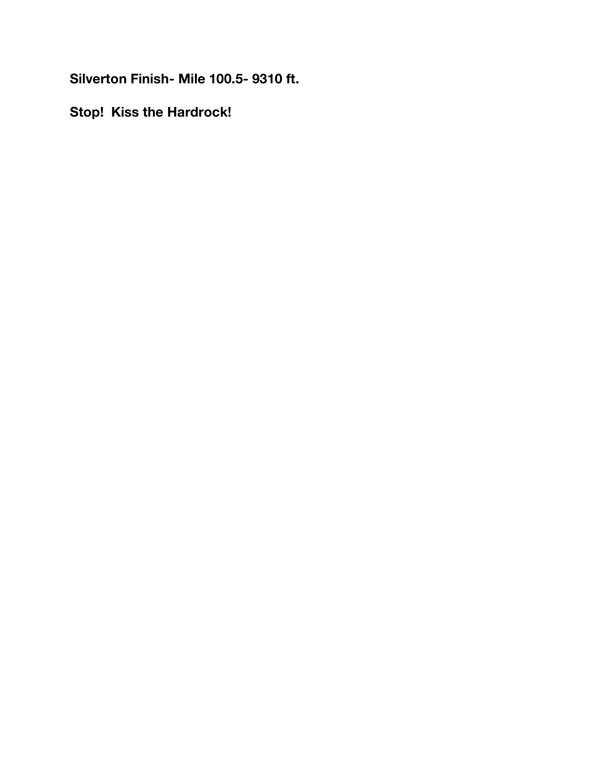**Silverton Finish- Mile 100.5- 9310 ft.**

**Stop!  Kiss the Hardrock!**